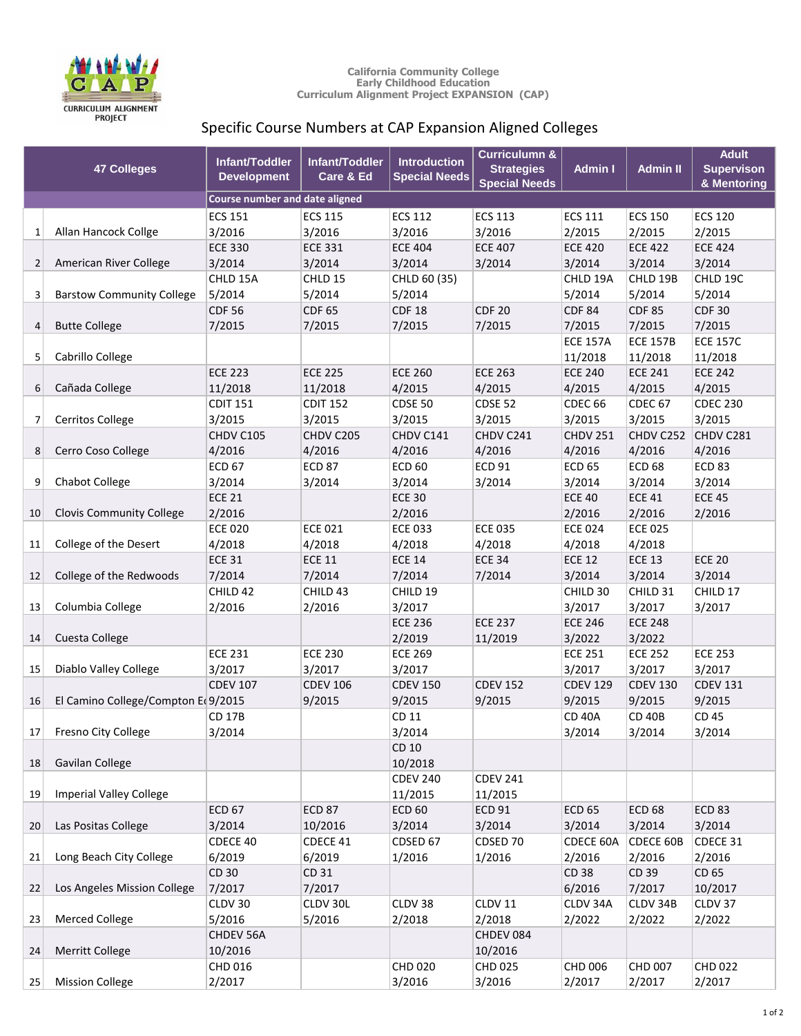California Community College
Early Childhood Education
Curriculum Alignment Project EXPANSION (CAP)

## Specific Course Numbers at CAP Expansion Aligned Colleges

| | 47 Colleges | Infant/Toddler Development | Infant/Toddler Care & Ed | Introduction Special Needs | Curriculumn & Strategies Special Needs | Admin I | Admin II | Adult Supervison & Mentoring |
|---|---|---|---|---|---|---|---|---|
| | | Course number and date aligned | | | | | | |
| 1 | Allan Hancock Collge | ECS 151 3/2016 | ECS 115 3/2016 | ECS 112 3/2016 | ECS 113 3/2016 | ECS 111 2/2015 | ECS 150 2/2015 | ECS 120 2/2015 |
| 2 | American River College | ECE 330 3/2014 | ECE 331 3/2014 | ECE 404 3/2014 | ECE 407 3/2014 | ECE 420 3/2014 | ECE 422 3/2014 | ECE 424 3/2014 |
| 3 | Barstow Community College | CHLD 15A 5/2014 | CHLD 15 5/2014 | CHLD 60 (35) 5/2014 | | CHLD 19A 5/2014 | CHLD 19B 5/2014 | CHLD 19C 5/2014 |
| 4 | Butte College | CDF 56 7/2015 | CDF 65 7/2015 | CDF 18 7/2015 | CDF 20 7/2015 | CDF 84 7/2015 | CDF 85 7/2015 | CDF 30 7/2015 |
| 5 | Cabrillo College | | | | | ECE 157A 11/2018 | ECE 157B 11/2018 | ECE 157C 11/2018 |
| 6 | Cañada College | ECE 223 11/2018 | ECE 225 11/2018 | ECE 260 4/2015 | ECE 263 4/2015 | ECE 240 4/2015 | ECE 241 4/2015 | ECE 242 4/2015 |
| 7 | Cerritos College | CDIT 151 3/2015 | CDIT 152 3/2015 | CDSE 50 3/2015 | CDSE 52 3/2015 | CDEC 66 3/2015 | CDEC 67 3/2015 | CDEC 230 3/2015 |
| 8 | Cerro Coso College | CHDV C105 4/2016 | CHDV C205 4/2016 | CHDV C141 4/2016 | CHDV C241 4/2016 | CHDV 251 4/2016 | CHDV C252 4/2016 | CHDV C281 4/2016 |
| 9 | Chabot College | ECD 67 3/2014 | ECD 87 3/2014 | ECD 60 3/2014 | ECD 91 3/2014 | ECD 65 3/2014 | ECD 68 3/2014 | ECD 83 3/2014 |
| 10 | Clovis Community College | ECE 21 2/2016 | | ECE 30 2/2016 | | ECE 40 2/2016 | ECE 41 2/2016 | ECE 45 2/2016 |
| 11 | College of the Desert | ECE 020 4/2018 | ECE 021 4/2018 | ECE 033 4/2018 | ECE 035 4/2018 | ECE 024 4/2018 | ECE 025 4/2018 | |
| 12 | College of the Redwoods | ECE 31 7/2014 | ECE 11 7/2014 | ECE 14 7/2014 | ECE 34 7/2014 | ECE 12 3/2014 | ECE 13 3/2014 | ECE 20 3/2014 |
| 13 | Columbia College | CHILD 42 2/2016 | CHILD 43 2/2016 | CHILD 19 3/2017 | | CHILD 30 3/2017 | CHILD 31 3/2017 | CHILD 17 3/2017 |
| 14 | Cuesta College | | | ECE 236 2/2019 | ECE 237 11/2019 | ECE 246 3/2022 | ECE 248 3/2022 | |
| 15 | Diablo Valley College | ECE 231 3/2017 | ECE 230 3/2017 | ECE 269 3/2017 | | ECE 251 3/2017 | ECE 252 3/2017 | ECE 253 3/2017 |
| 16 | El Camino College/Compton Ed | CDEV 107 9/2015 | CDEV 106 9/2015 | CDEV 150 9/2015 | CDEV 152 9/2015 | CDEV 129 9/2015 | CDEV 130 9/2015 | CDEV 131 9/2015 |
| 17 | Fresno City College | CD 17B 3/2014 | | CD 11 3/2014 | | CD 40A 3/2014 | CD 40B 3/2014 | CD 45 3/2014 |
| 18 | Gavilan College | | | CD 10 10/2018 | | | | |
| 19 | Imperial Valley College | | | CDEV 240 11/2015 | CDEV 241 11/2015 | | | |
| 20 | Las Positas College | ECD 67 3/2014 | ECD 87 10/2016 | ECD 60 3/2014 | ECD 91 3/2014 | ECD 65 3/2014 | ECD 68 3/2014 | ECD 83 3/2014 |
| 21 | Long Beach City College | CDECE 40 6/2019 | CDECE 41 6/2019 | CDSED 67 1/2016 | CDSED 70 1/2016 | CDECE 60A 2/2016 | CDECE 60B 2/2016 | CDECE 31 2/2016 |
| 22 | Los Angeles Mission College | CD 30 7/2017 | CD 31 7/2017 | | | CD 38 6/2016 | CD 39 7/2017 | CD 65 10/2017 |
| 23 | Merced College | CLDV 30 5/2016 | CLDV 30L 5/2016 | CLDV 38 2/2018 | CLDV 11 2/2018 | CLDV 34A 2/2022 | CLDV 34B 2/2022 | CLDV 37 2/2022 |
| 24 | Merritt College | CHDEV 56A 10/2016 | | | CHDEV 084 10/2016 | | | |
| 25 | Mission College | CHD 016 2/2017 | | CHD 020 3/2016 | CHD 025 3/2016 | CHD 006 2/2017 | CHD 007 2/2017 | CHD 022 2/2017 |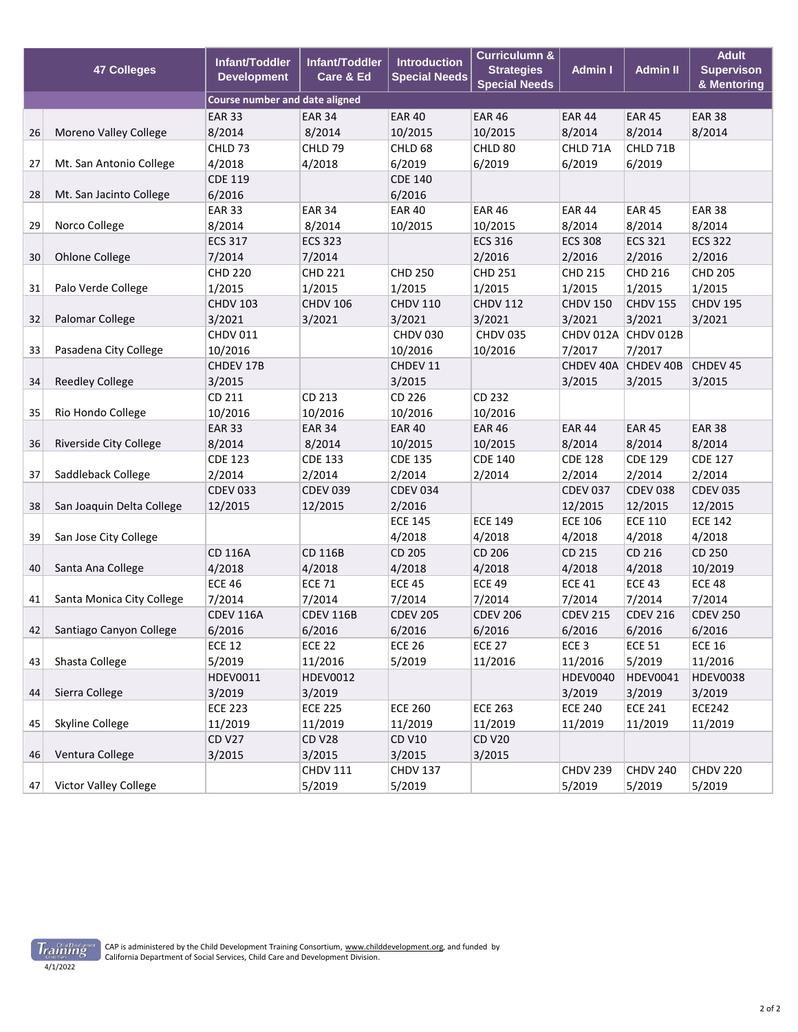| | 47 Colleges | Infant/Toddler Development | Infant/Toddler Care & Ed | Introduction Special Needs | Curriculumn & Strategies Special Needs | Admin I | Admin II | Adult Supervison & Mentoring |
|---|---|---|---|---|---|---|---|---|
| | | Course number and date aligned | | | | | | |
| 26 | Moreno Valley College | EAR 33 8/2014 | EAR 34 8/2014 | EAR 40 10/2015 | EAR 46 10/2015 | EAR 44 8/2014 | EAR 45 8/2014 | EAR 38 8/2014 |
| 27 | Mt. San Antonio College | CHLD 73 4/2018 | CHLD 79 4/2018 | CHLD 68 6/2019 | CHLD 80 6/2019 | CHLD 71A 6/2019 | CHLD 71B 6/2019 | |
| 28 | Mt. San Jacinto College | CDE 119 6/2016 | | CDE 140 6/2016 | | | | |
| 29 | Norco College | EAR 33 8/2014 | EAR 34 8/2014 | EAR 40 10/2015 | EAR 46 10/2015 | EAR 44 8/2014 | EAR 45 8/2014 | EAR 38 8/2014 |
| 30 | Ohlone College | ECS 317 7/2014 | ECS 323 7/2014 | | ECS 316 2/2016 | ECS 308 2/2016 | ECS 321 2/2016 | ECS 322 2/2016 |
| 31 | Palo Verde College | CHD 220 1/2015 | CHD 221 1/2015 | CHD 250 1/2015 | CHD 251 1/2015 | CHD 215 1/2015 | CHD 216 1/2015 | CHD 205 1/2015 |
| 32 | Palomar College | CHDV 103 3/2021 | CHDV 106 3/2021 | CHDV 110 3/2021 | CHDV 112 3/2021 | CHDV 150 3/2021 | CHDV 155 3/2021 | CHDV 195 3/2021 |
| 33 | Pasadena City College | CHDV 011 10/2016 | | CHDV 030 10/2016 | CHDV 035 10/2016 | CHDV 012A 7/2017 | CHDV 012B 7/2017 | |
| 34 | Reedley College | CHDEV 17B 3/2015 | | CHDEV 11 3/2015 | | CHDEV 40A 3/2015 | CHDEV 40B 3/2015 | CHDEV 45 3/2015 |
| 35 | Rio Hondo College | CD 211 10/2016 | CD 213 10/2016 | CD 226 10/2016 | CD 232 10/2016 | | | |
| 36 | Riverside City College | EAR 33 8/2014 | EAR 34 8/2014 | EAR 40 10/2015 | EAR 46 10/2015 | EAR 44 8/2014 | EAR 45 8/2014 | EAR 38 8/2014 |
| 37 | Saddleback College | CDE 123 2/2014 | CDE 133 2/2014 | CDE 135 2/2014 | CDE 140 2/2014 | CDE 128 2/2014 | CDE 129 2/2014 | CDE 127 2/2014 |
| 38 | San Joaquin Delta College | CDEV 033 12/2015 | CDEV 039 12/2015 | CDEV 034 2/2016 | | CDEV 037 12/2015 | CDEV 038 12/2015 | CDEV 035 12/2015 |
| 39 | San Jose City College | | | ECE 145 4/2018 | ECE 149 4/2018 | ECE 106 4/2018 | ECE 110 4/2018 | ECE 142 4/2018 |
| 40 | Santa Ana College | CD 116A 4/2018 | CD 116B 4/2018 | CD 205 4/2018 | CD 206 4/2018 | CD 215 4/2018 | CD 216 4/2018 | CD 250 10/2019 |
| 41 | Santa Monica City College | ECE 46 7/2014 | ECE 71 7/2014 | ECE 45 7/2014 | ECE 49 7/2014 | ECE 41 7/2014 | ECE 43 7/2014 | ECE 48 7/2014 |
| 42 | Santiago Canyon College | CDEV 116A 6/2016 | CDEV 116B 6/2016 | CDEV 205 6/2016 | CDEV 206 6/2016 | CDEV 215 6/2016 | CDEV 216 6/2016 | CDEV 250 6/2016 |
| 43 | Shasta College | ECE 12 5/2019 | ECE 22 11/2016 | ECE 26 5/2019 | ECE 27 11/2016 | ECE 3 11/2016 | ECE 51 5/2019 | ECE 16 11/2016 |
| 44 | Sierra College | HDEV0011 3/2019 | HDEV0012 3/2019 | | | HDEV0040 3/2019 | HDEV0041 3/2019 | HDEV0038 3/2019 |
| 45 | Skyline College | ECE 223 11/2019 | ECE 225 11/2019 | ECE 260 11/2019 | ECE 263 11/2019 | ECE 240 11/2019 | ECE 241 11/2019 | ECE242 11/2019 |
| 46 | Ventura College | CD V27 3/2015 | CD V28 3/2015 | CD V10 3/2015 | CD V20 3/2015 | | | |
| 47 | Victor Valley College | | CHDV 111 5/2019 | CHDV 137 5/2019 | | CHDV 239 5/2019 | CHDV 240 5/2019 | CHDV 220 5/2019 |

CAP is administered by the Child Development Training Consortium, www.childdevelopment.org, and funded by California Department of Social Services, Child Care and Development Division.

4/1/2022